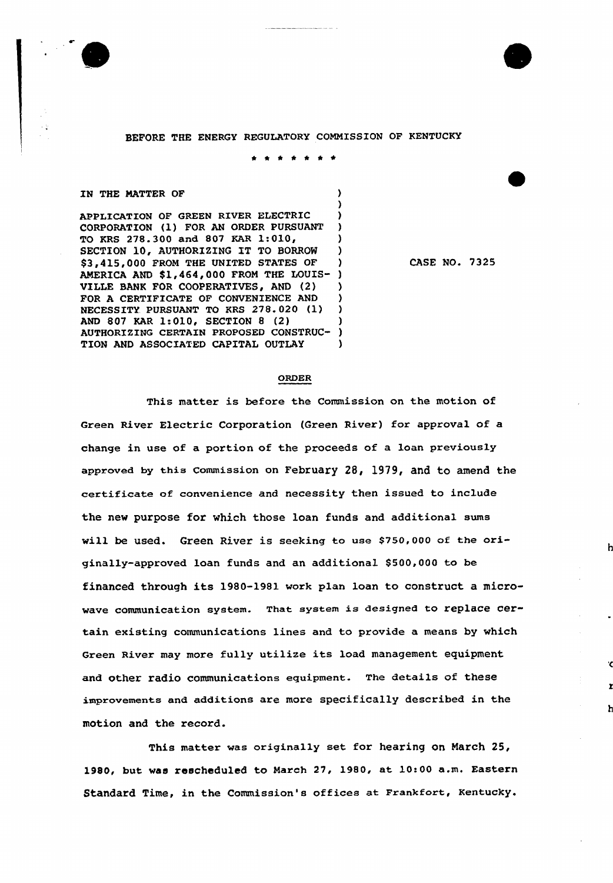BEFORE THE ENERGY REGULATORY COMMISSION OF KENTUCKY

\* \* \* \* \* \* \*

IN THE MATTER OF

APPLICATION OF GREEN RIVER ELECTRIC CORPORATION (1) FOR AN ORDER PURSUANT TO KRS 278.300 and 807 KAR 1:010, SECTION 10, AUTHORIZING IT TO BORROW $3,415,000 FROM THE UNITED STATES OF AMERICA AND $1,464,000 FROM THE LOUISVILLE BANK FOR COOPERATIVES, AND (2) FOR A CERTIFICATE OF CONVENIENCE AND NECESSITY PURSUANT TO KRS 278.020 (1) AND 807 KAR 1:010, SECTION 8 (2) AUTHORIZING CERTAIN PROPOSED CONSTRUCTION AND ASSOCIATED CAPITAL OUTLAY

CASE NO. 7325

## ORDER

This matter is before the Commission on the motion of Green River Electric Corporation (Green River) for approval of a change in use of a portion of the proceeds of a loan previously approved by this Commission on February 28, 1979, and to amend the certificate of convenience and necessity then issued to include the new purpose for which those loan funds and additional sums will be used. Green River is seeking to use $750,000 of the originally-approved loan funds and an additional $500,000 to be financed through its 1980-1981 work plan loan to construct a microwave communication system. That system is designed to replace certain existing communications lines and to provide a means by which Green River may more fully utilize its load management equipment and other radio communications equipment. The details of these improvements and additions are more specifically described in the motion and the record.

This matter was originally set for hearing on March 25, 1980, but was rescheduled to March 27, 1980, at 10:00 a.m. Eastern Standard Time, in the Commission's offices at Frankfort, Kentucky.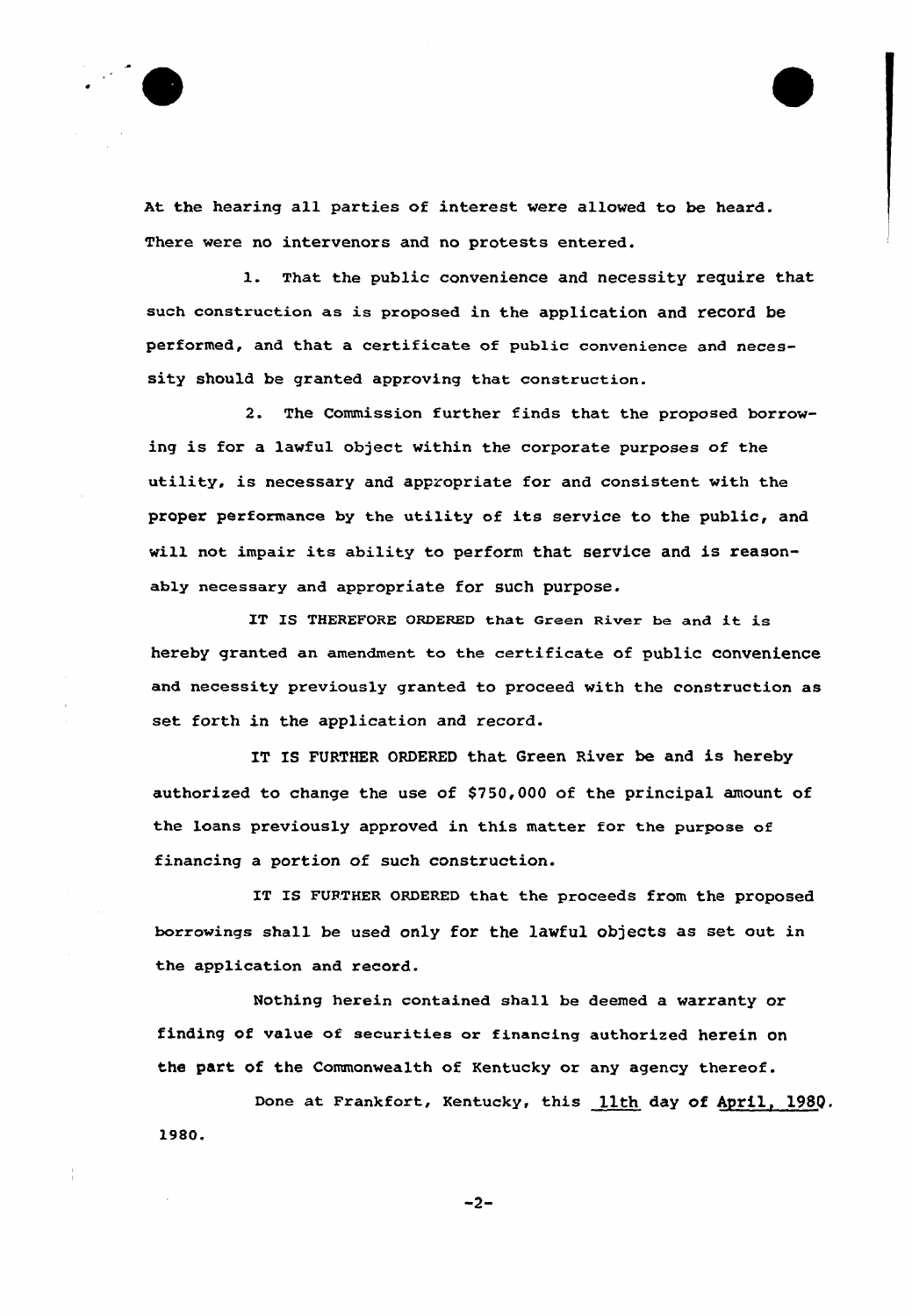At the hearing all parties of interest were allowed to be heard. There were no intervenors and no protests entered.

1. That the public convenience and necessity require that such construction as is proposed in the application and record be performed, and that a certificate of public convenience and necessity should be granted approving that construction.

2. The Commission further finds that the proposed borrowing is for a lawful object within the corporate purposes of the utility, is necessary and appropriate for and consistent with the proper performance by the utility of its service to the public, and will not impair its ability to perform that service and is reasonably necessary and appropriate for such purpose.

IT IS THEREFORE ORDERED that Green River be and it is hereby granted an amendment to the certificate of public convenience and necessity previously granted to proceed with the construction as set forth in the application and record.

IT IS FURTHER ORDERED that Green River be and is hereby authorized to change the use of $750,000 of the principal amount of the loans previously approved in this matter for the purpose of financing a portion of such construction.

IT IS FURTHER ORDERED that the proceeds from the proposed borrowings shall be used only for the lawful objects as set out in the application and record.

Nothing herein contained shall be deemed a warranty or finding of value of securities or financing authorized herein on the part of the Commonwealth of Kentucky or any agency thereof.

Done at Frankfort, Kentucky, this 11th day of April, 1980. 1980.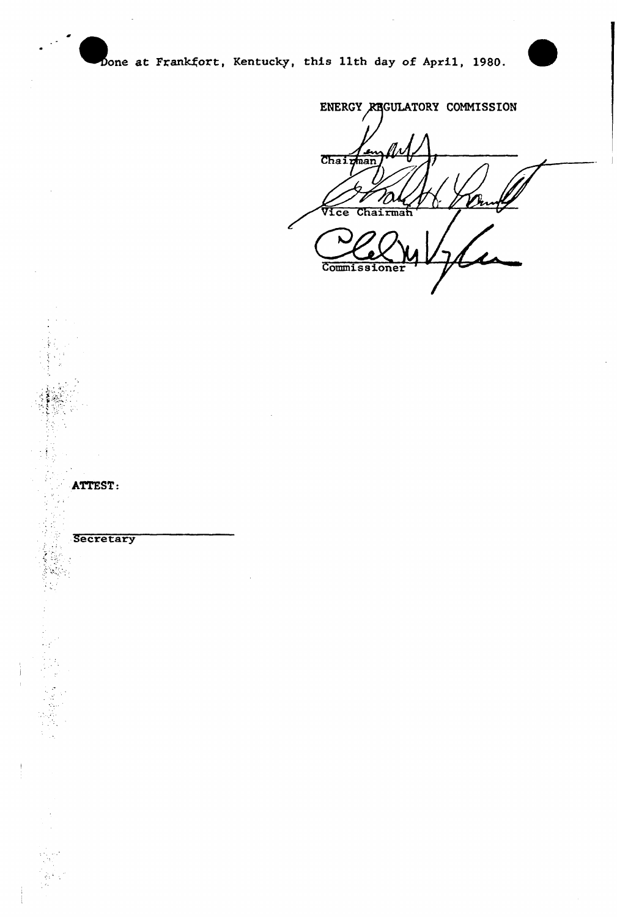Done at Frankfort, Kentucky, this 11th day of April, 1980.

ENERGY REGULATORY COMMISSION

Chairman

Vice Chairman

Commissioner

ATTEST:

Secretary